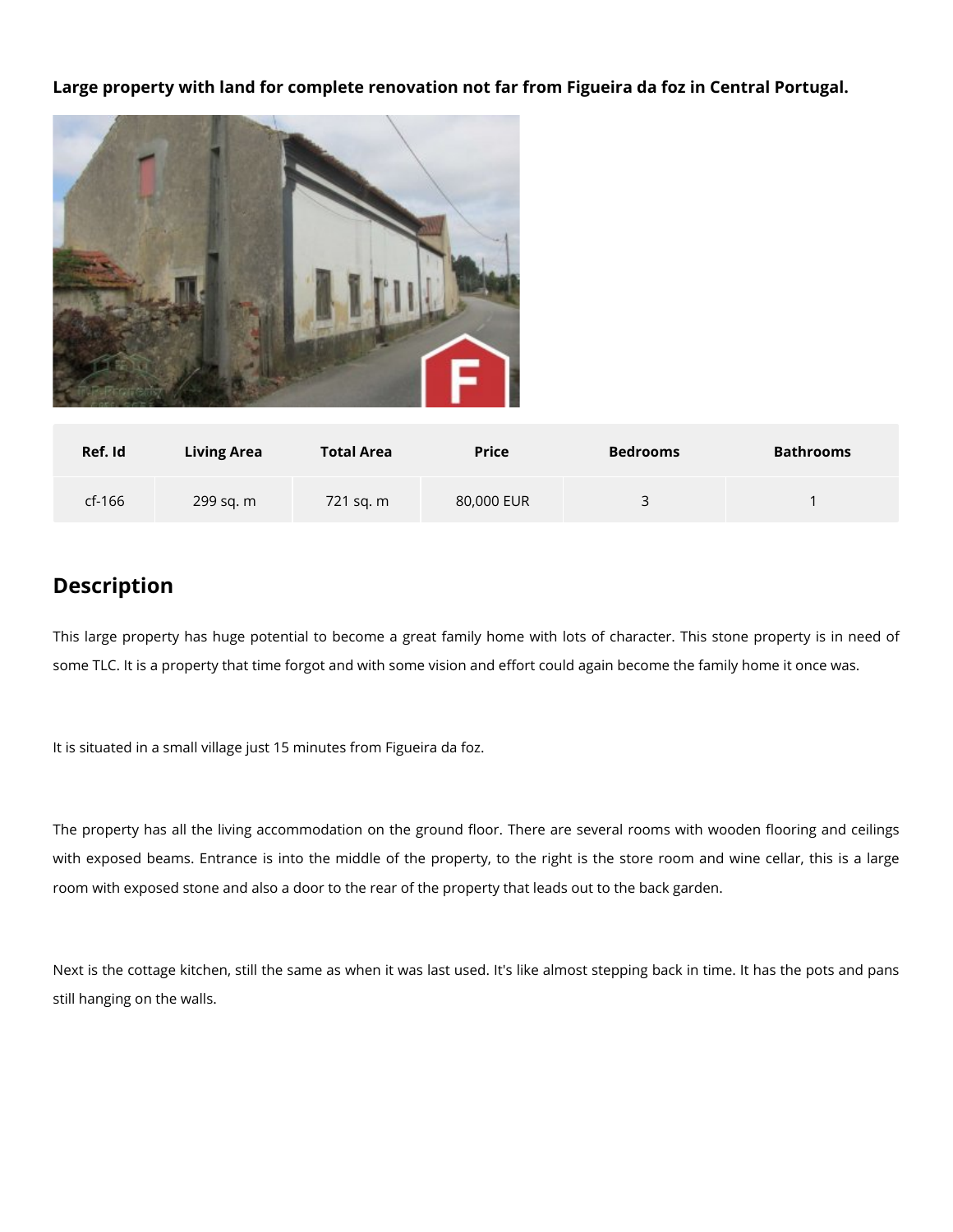**Large property with land for complete renovation not far from Figueira da foz in Central Portugal.**

| Ref. Id | Living Area | Total Area | Price | Bedrooms | Bathrooms |
|---|---|---|---|---|---|
| cf-166 | 299 sq. m | 721 sq. m | 80,000 EUR | 3 | 1 |

## Description

This large property has huge potential to become a great family home with lots of character. This stone property is in need of some TLC. It is a property that time forgot and with some vision and effort could again become the family home it once was.

It is situated in a small village just 15 minutes from Figueira da foz.

The property has all the living accommodation on the ground floor. There are several rooms with wooden flooring and ceilings with exposed beams. Entrance is into the middle of the property, to the right is the store room and wine cellar, this is a large room with exposed stone and also a door to the rear of the property that leads out to the back garden.

Next is the cottage kitchen, still the same as when it was last used. It's like almost stepping back in time. It has the pots and pans still hanging on the walls.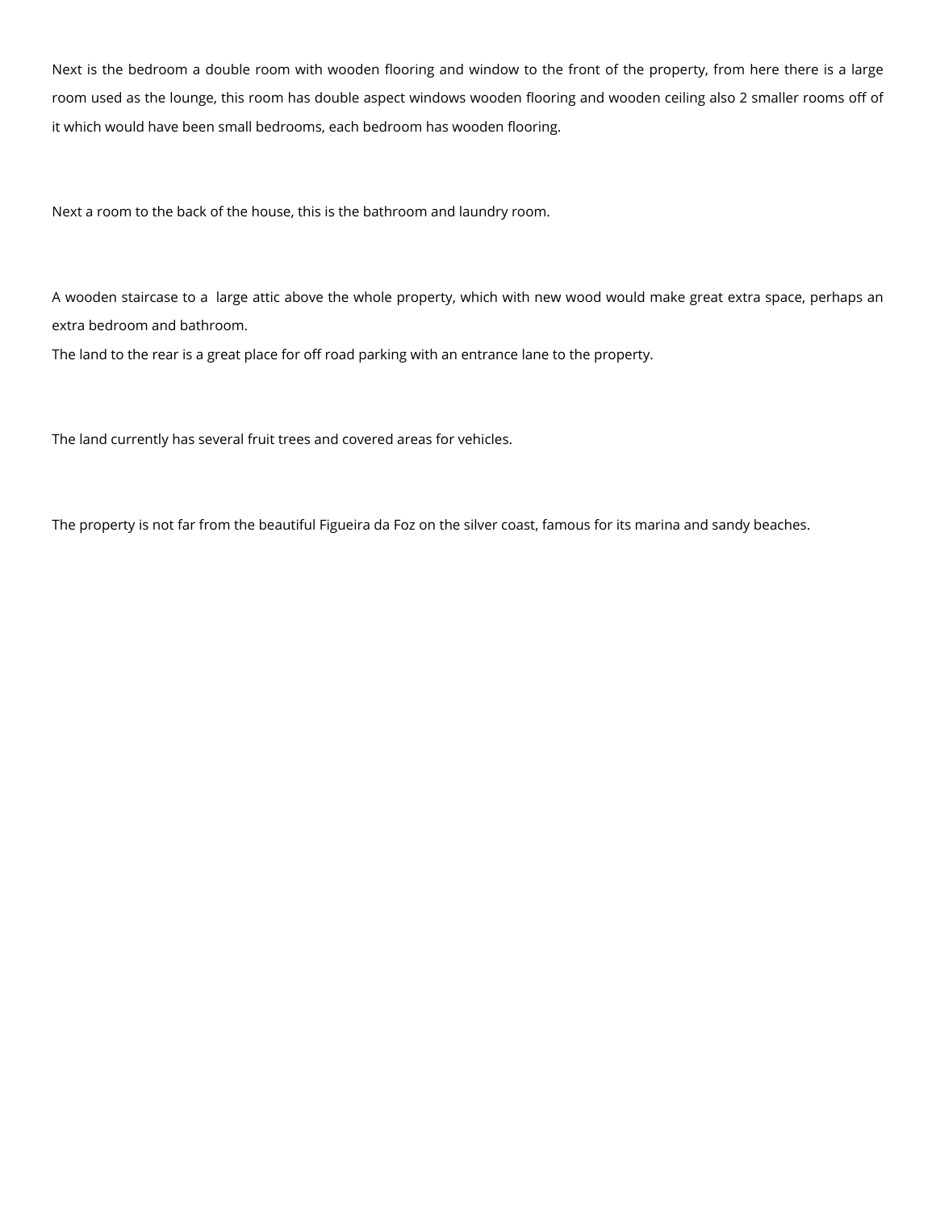Next is the bedroom a double room with wooden flooring and window to the front of the property, from here there is a large room used as the lounge, this room has double aspect windows wooden flooring and wooden ceiling also 2 smaller rooms off of it which would have been small bedrooms, each bedroom has wooden flooring.

Next a room to the back of the house, this is the bathroom and laundry room.

A wooden staircase to a large attic above the whole property, which with new wood would make great extra space, perhaps an extra bedroom and bathroom.
The land to the rear is a great place for off road parking with an entrance lane to the property.

The land currently has several fruit trees and covered areas for vehicles.

The property is not far from the beautiful Figueira da Foz on the silver coast, famous for its marina and sandy beaches.